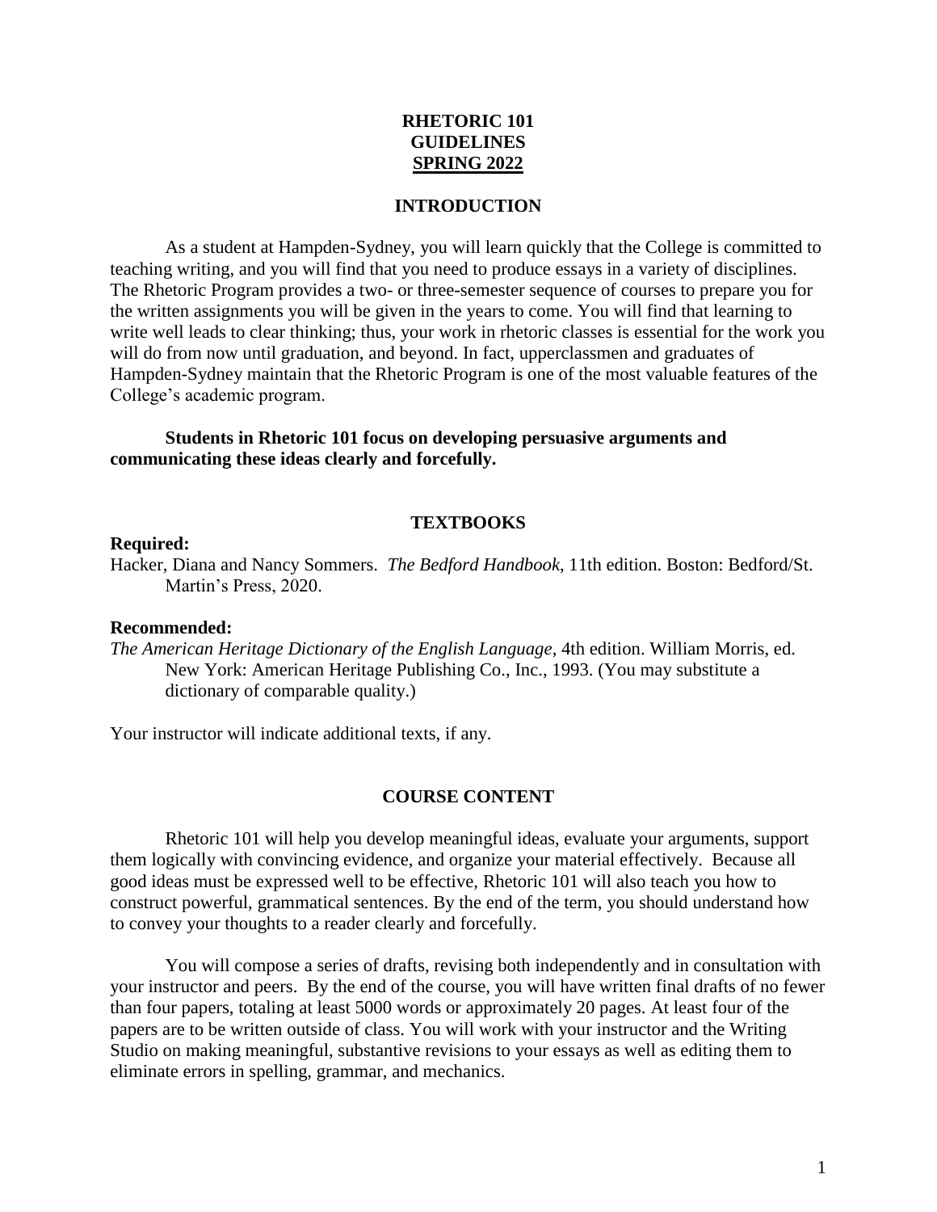# RHETORIC 101
# GUIDELINES
# SPRING 2022

## INTRODUCTION

As a student at Hampden-Sydney, you will learn quickly that the College is committed to teaching writing, and you will find that you need to produce essays in a variety of disciplines. The Rhetoric Program provides a two- or three-semester sequence of courses to prepare you for the written assignments you will be given in the years to come. You will find that learning to write well leads to clear thinking; thus, your work in rhetoric classes is essential for the work you will do from now until graduation, and beyond. In fact, upperclassmen and graduates of Hampden-Sydney maintain that the Rhetoric Program is one of the most valuable features of the College's academic program.

**Students in Rhetoric 101 focus on developing persuasive arguments and communicating these ideas clearly and forcefully.**

## TEXTBOOKS

**Required:**

Hacker, Diana and Nancy Sommers. *The Bedford Handbook*, 11th edition. Boston: Bedford/St. Martin's Press, 2020.

**Recommended:**

*The American Heritage Dictionary of the English Language*, 4th edition. William Morris, ed. New York: American Heritage Publishing Co., Inc., 1993. (You may substitute a dictionary of comparable quality.)

Your instructor will indicate additional texts, if any.

## COURSE CONTENT

Rhetoric 101 will help you develop meaningful ideas, evaluate your arguments, support them logically with convincing evidence, and organize your material effectively. Because all good ideas must be expressed well to be effective, Rhetoric 101 will also teach you how to construct powerful, grammatical sentences. By the end of the term, you should understand how to convey your thoughts to a reader clearly and forcefully.

You will compose a series of drafts, revising both independently and in consultation with your instructor and peers. By the end of the course, you will have written final drafts of no fewer than four papers, totaling at least 5000 words or approximately 20 pages. At least four of the papers are to be written outside of class. You will work with your instructor and the Writing Studio on making meaningful, substantive revisions to your essays as well as editing them to eliminate errors in spelling, grammar, and mechanics.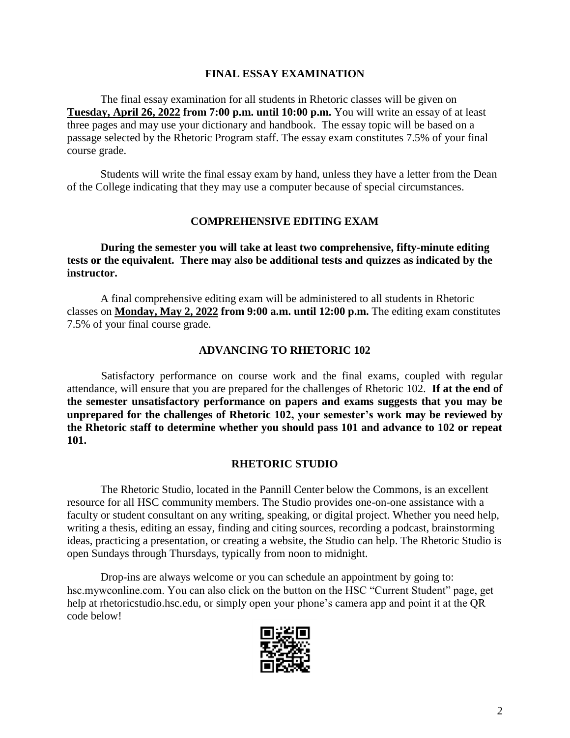## FINAL ESSAY EXAMINATION

The final essay examination for all students in Rhetoric classes will be given on **Tuesday, April 26, 2022 from 7:00 p.m. until 10:00 p.m.** You will write an essay of at least three pages and may use your dictionary and handbook. The essay topic will be based on a passage selected by the Rhetoric Program staff. The essay exam constitutes 7.5% of your final course grade.

Students will write the final essay exam by hand, unless they have a letter from the Dean of the College indicating that they may use a computer because of special circumstances.

## COMPREHENSIVE EDITING EXAM

**During the semester you will take at least two comprehensive, fifty-minute editing tests or the equivalent. There may also be additional tests and quizzes as indicated by the instructor.**

A final comprehensive editing exam will be administered to all students in Rhetoric classes on **Monday, May 2, 2022 from 9:00 a.m. until 12:00 p.m.** The editing exam constitutes 7.5% of your final course grade.

## ADVANCING TO RHETORIC 102

Satisfactory performance on course work and the final exams, coupled with regular attendance, will ensure that you are prepared for the challenges of Rhetoric 102. **If at the end of the semester unsatisfactory performance on papers and exams suggests that you may be unprepared for the challenges of Rhetoric 102, your semester's work may be reviewed by the Rhetoric staff to determine whether you should pass 101 and advance to 102 or repeat 101.**

## RHETORIC STUDIO

The Rhetoric Studio, located in the Pannill Center below the Commons, is an excellent resource for all HSC community members. The Studio provides one-on-one assistance with a faculty or student consultant on any writing, speaking, or digital project. Whether you need help, writing a thesis, editing an essay, finding and citing sources, recording a podcast, brainstorming ideas, practicing a presentation, or creating a website, the Studio can help. The Rhetoric Studio is open Sundays through Thursdays, typically from noon to midnight.

Drop-ins are always welcome or you can schedule an appointment by going to: hsc.mywconline.com. You can also click on the button on the HSC "Current Student" page, get help at rhetoricstudio.hsc.edu, or simply open your phone's camera app and point it at the QR code below!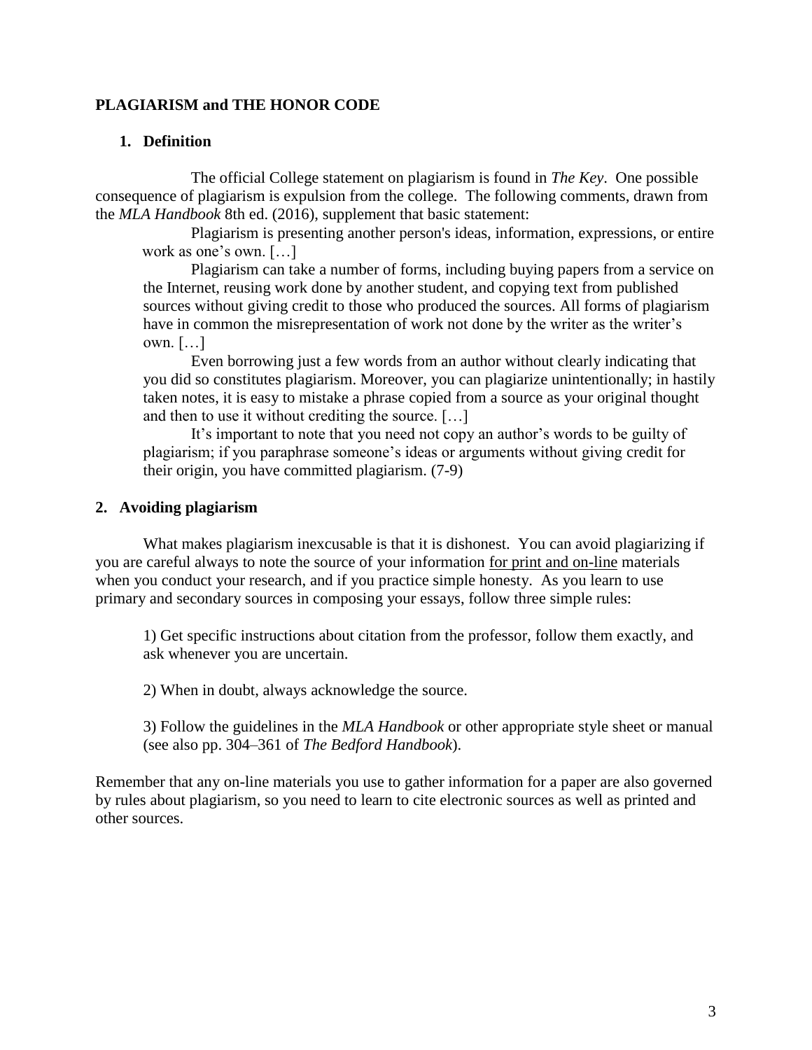## PLAGIARISM and THE HONOR CODE

### 1. Definition

The official College statement on plagiarism is found in *The Key*. One possible consequence of plagiarism is expulsion from the college. The following comments, drawn from the *MLA Handbook* 8th ed. (2016), supplement that basic statement:

> Plagiarism is presenting another person's ideas, information, expressions, or entire work as one's own. […]
>
> Plagiarism can take a number of forms, including buying papers from a service on the Internet, reusing work done by another student, and copying text from published sources without giving credit to those who produced the sources. All forms of plagiarism have in common the misrepresentation of work not done by the writer as the writer's own. […]
>
> Even borrowing just a few words from an author without clearly indicating that you did so constitutes plagiarism. Moreover, you can plagiarize unintentionally; in hastily taken notes, it is easy to mistake a phrase copied from a source as your original thought and then to use it without crediting the source. […]
>
> It's important to note that you need not copy an author's words to be guilty of plagiarism; if you paraphrase someone's ideas or arguments without giving credit for their origin, you have committed plagiarism. (7-9)

### 2. Avoiding plagiarism

What makes plagiarism inexcusable is that it is dishonest. You can avoid plagiarizing if you are careful always to note the source of your information <u>for print and on-line</u> materials when you conduct your research, and if you practice simple honesty. As you learn to use primary and secondary sources in composing your essays, follow three simple rules:

1) Get specific instructions about citation from the professor, follow them exactly, and ask whenever you are uncertain.

2) When in doubt, always acknowledge the source.

3) Follow the guidelines in the *MLA Handbook* or other appropriate style sheet or manual (see also pp. 304–361 of *The Bedford Handbook*).

Remember that any on-line materials you use to gather information for a paper are also governed by rules about plagiarism, so you need to learn to cite electronic sources as well as printed and other sources.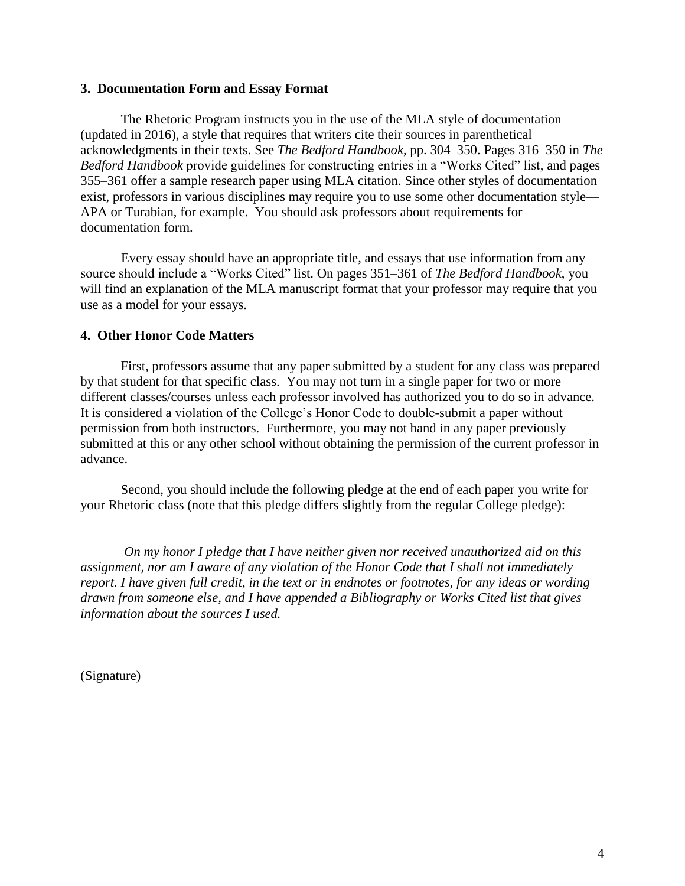### 3. Documentation Form and Essay Format

The Rhetoric Program instructs you in the use of the MLA style of documentation (updated in 2016), a style that requires that writers cite their sources in parenthetical acknowledgments in their texts. See *The Bedford Handbook*, pp. 304–350. Pages 316–350 in *The Bedford Handbook* provide guidelines for constructing entries in a "Works Cited" list, and pages 355–361 offer a sample research paper using MLA citation. Since other styles of documentation exist, professors in various disciplines may require you to use some other documentation style—APA or Turabian, for example. You should ask professors about requirements for documentation form.

Every essay should have an appropriate title, and essays that use information from any source should include a "Works Cited" list. On pages 351–361 of *The Bedford Handbook*, you will find an explanation of the MLA manuscript format that your professor may require that you use as a model for your essays.

### 4. Other Honor Code Matters

First, professors assume that any paper submitted by a student for any class was prepared by that student for that specific class. You may not turn in a single paper for two or more different classes/courses unless each professor involved has authorized you to do so in advance. It is considered a violation of the College's Honor Code to double-submit a paper without permission from both instructors. Furthermore, you may not hand in any paper previously submitted at this or any other school without obtaining the permission of the current professor in advance.

Second, you should include the following pledge at the end of each paper you write for your Rhetoric class (note that this pledge differs slightly from the regular College pledge):

*On my honor I pledge that I have neither given nor received unauthorized aid on this assignment, nor am I aware of any violation of the Honor Code that I shall not immediately report. I have given full credit, in the text or in endnotes or footnotes, for any ideas or wording drawn from someone else, and I have appended a Bibliography or Works Cited list that gives information about the sources I used.*

(Signature)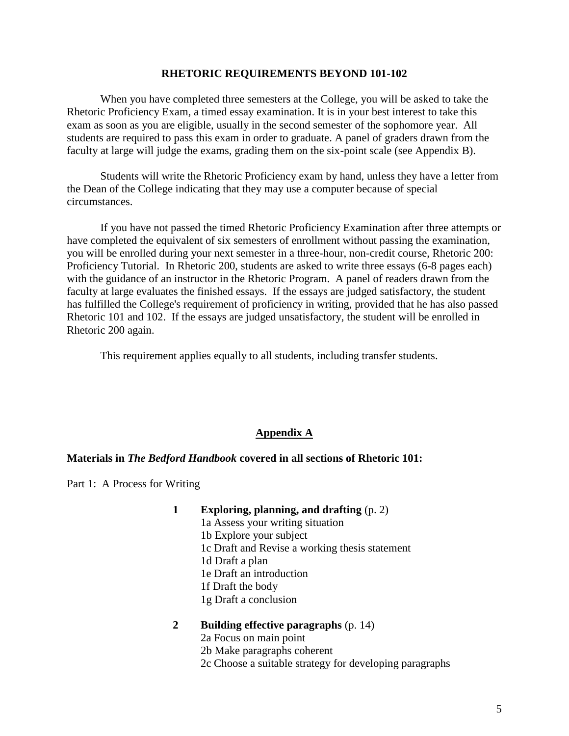## RHETORIC REQUIREMENTS BEYOND 101-102

When you have completed three semesters at the College, you will be asked to take the Rhetoric Proficiency Exam, a timed essay examination. It is in your best interest to take this exam as soon as you are eligible, usually in the second semester of the sophomore year. All students are required to pass this exam in order to graduate. A panel of graders drawn from the faculty at large will judge the exams, grading them on the six-point scale (see Appendix B).

Students will write the Rhetoric Proficiency exam by hand, unless they have a letter from the Dean of the College indicating that they may use a computer because of special circumstances.

If you have not passed the timed Rhetoric Proficiency Examination after three attempts or have completed the equivalent of six semesters of enrollment without passing the examination, you will be enrolled during your next semester in a three-hour, non-credit course, Rhetoric 200: Proficiency Tutorial. In Rhetoric 200, students are asked to write three essays (6-8 pages each) with the guidance of an instructor in the Rhetoric Program. A panel of readers drawn from the faculty at large evaluates the finished essays. If the essays are judged satisfactory, the student has fulfilled the College's requirement of proficiency in writing, provided that he has also passed Rhetoric 101 and 102. If the essays are judged unsatisfactory, the student will be enrolled in Rhetoric 200 again.

This requirement applies equally to all students, including transfer students.

## Appendix A

**Materials in *The Bedford Handbook* covered in all sections of Rhetoric 101:**

Part 1: A Process for Writing

**1 Exploring, planning, and drafting** (p. 2)
- 1a Assess your writing situation
- 1b Explore your subject
- 1c Draft and Revise a working thesis statement
- 1d Draft a plan
- 1e Draft an introduction
- 1f Draft the body
- 1g Draft a conclusion

**2 Building effective paragraphs** (p. 14)
- 2a Focus on main point
- 2b Make paragraphs coherent
- 2c Choose a suitable strategy for developing paragraphs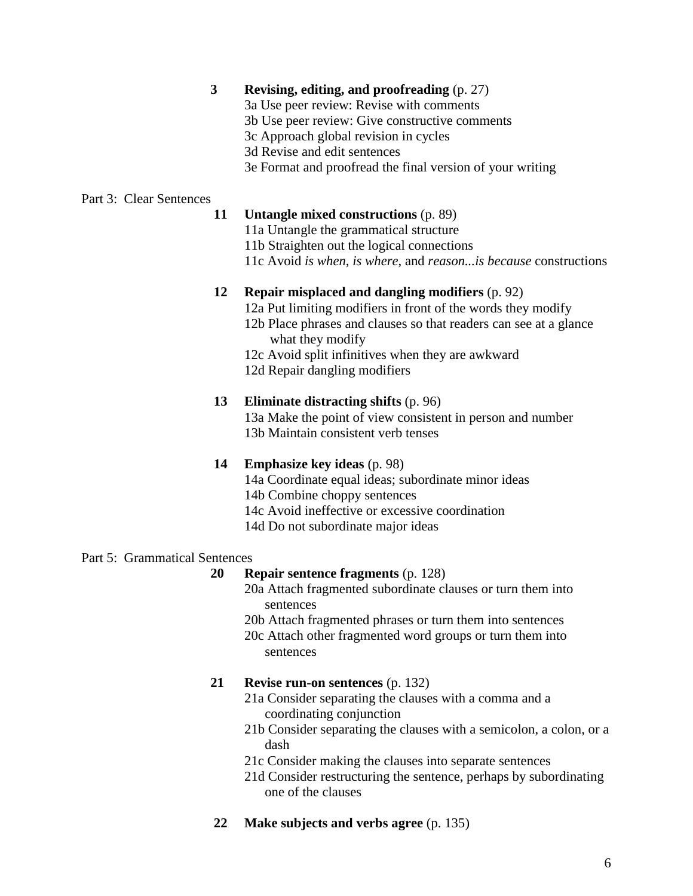**3 Revising, editing, and proofreading** (p. 27)

3a Use peer review: Revise with comments
3b Use peer review: Give constructive comments
3c Approach global revision in cycles
3d Revise and edit sentences
3e Format and proofread the final version of your writing

Part 3: Clear Sentences

**11 Untangle mixed constructions** (p. 89)

11a Untangle the grammatical structure
11b Straighten out the logical connections
11c Avoid *is when*, *is where*, and *reason...is because* constructions

**12 Repair misplaced and dangling modifiers** (p. 92)

12a Put limiting modifiers in front of the words they modify
12b Place phrases and clauses so that readers can see at a glance what they modify
12c Avoid split infinitives when they are awkward
12d Repair dangling modifiers

**13 Eliminate distracting shifts** (p. 96)

13a Make the point of view consistent in person and number
13b Maintain consistent verb tenses

**14 Emphasize key ideas** (p. 98)

14a Coordinate equal ideas; subordinate minor ideas
14b Combine choppy sentences
14c Avoid ineffective or excessive coordination
14d Do not subordinate major ideas

Part 5: Grammatical Sentences

**20 Repair sentence fragments** (p. 128)

20a Attach fragmented subordinate clauses or turn them into sentences
20b Attach fragmented phrases or turn them into sentences
20c Attach other fragmented word groups or turn them into sentences

**21 Revise run-on sentences** (p. 132)

21a Consider separating the clauses with a comma and a coordinating conjunction
21b Consider separating the clauses with a semicolon, a colon, or a dash
21c Consider making the clauses into separate sentences
21d Consider restructuring the sentence, perhaps by subordinating one of the clauses

**22 Make subjects and verbs agree** (p. 135)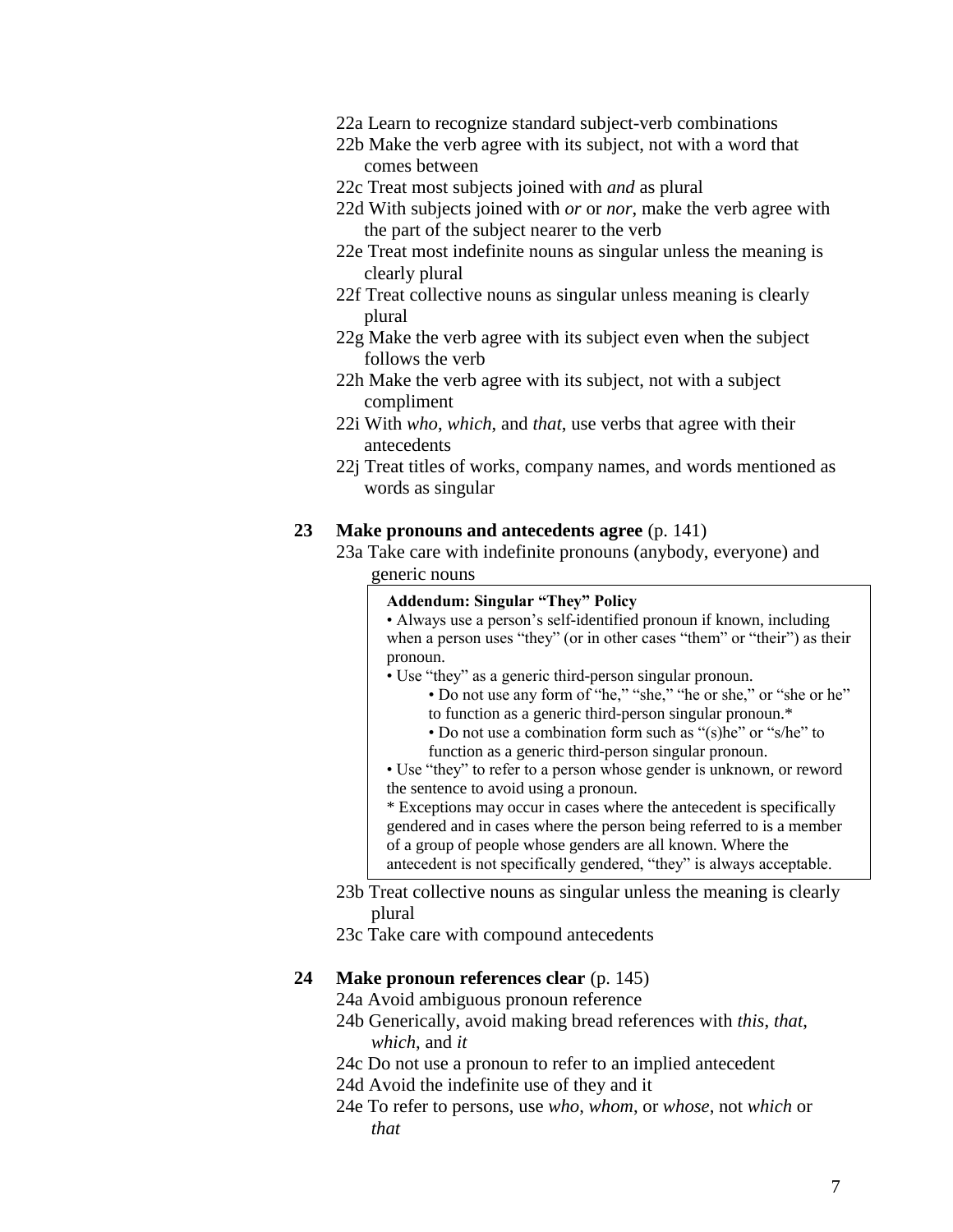22a Learn to recognize standard subject-verb combinations
22b Make the verb agree with its subject, not with a word that comes between
22c Treat most subjects joined with *and* as plural
22d With subjects joined with *or* or *nor*, make the verb agree with the part of the subject nearer to the verb
22e Treat most indefinite nouns as singular unless the meaning is clearly plural
22f Treat collective nouns as singular unless meaning is clearly plural
22g Make the verb agree with its subject even when the subject follows the verb
22h Make the verb agree with its subject, not with a subject compliment
22i With *who*, *which*, and *that*, use verbs that agree with their antecedents
22j Treat titles of works, company names, and words mentioned as words as singular

**23 Make pronouns and antecedents agree** (p. 141)

23a Take care with indefinite pronouns (anybody, everyone) and generic nouns

> **Addendum: Singular "They" Policy**
>
> • Always use a person's self-identified pronoun if known, including when a person uses "they" (or in other cases "them" or "their") as their pronoun.
>
> • Use "they" as a generic third-person singular pronoun.
>
> • Do not use any form of "he," "she," "he or she," or "she or he" to function as a generic third-person singular pronoun.*
>
> • Do not use a combination form such as "(s)he" or "s/he" to function as a generic third-person singular pronoun.
>
> • Use "they" to refer to a person whose gender is unknown, or reword the sentence to avoid using a pronoun.
>
> * Exceptions may occur in cases where the antecedent is specifically gendered and in cases where the person being referred to is a member of a group of people whose genders are all known. Where the antecedent is not specifically gendered, "they" is always acceptable.

23b Treat collective nouns as singular unless the meaning is clearly plural
23c Take care with compound antecedents

**24 Make pronoun references clear** (p. 145)

24a Avoid ambiguous pronoun reference
24b Generically, avoid making bread references with *this*, *that*, *which*, and *it*
24c Do not use a pronoun to refer to an implied antecedent
24d Avoid the indefinite use of they and it
24e To refer to persons, use *who*, *whom*, or *whose*, not *which* or *that*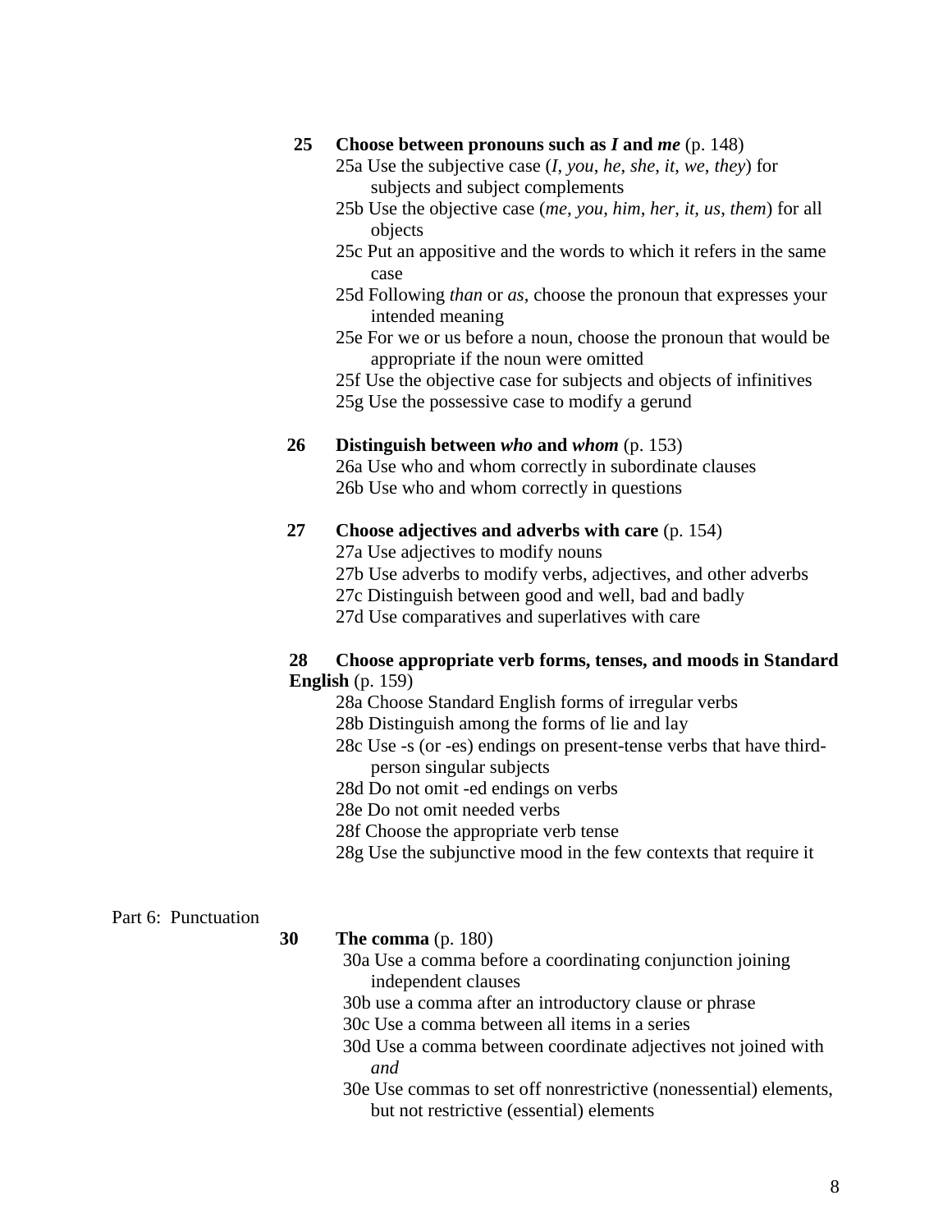**25 Choose between pronouns such as *I* and *me*** (p. 148)

- 25a Use the subjective case (*I*, *you*, *he*, *she*, *it*, *we*, *they*) for subjects and subject complements
- 25b Use the objective case (*me*, *you*, *him*, *her*, *it*, *us*, *them*) for all objects
- 25c Put an appositive and the words to which it refers in the same case
- 25d Following *than* or *as*, choose the pronoun that expresses your intended meaning
- 25e For we or us before a noun, choose the pronoun that would be appropriate if the noun were omitted
- 25f Use the objective case for subjects and objects of infinitives
- 25g Use the possessive case to modify a gerund

**26 Distinguish between *who* and *whom*** (p. 153)

- 26a Use who and whom correctly in subordinate clauses
- 26b Use who and whom correctly in questions

**27 Choose adjectives and adverbs with care** (p. 154)

- 27a Use adjectives to modify nouns
- 27b Use adverbs to modify verbs, adjectives, and other adverbs
- 27c Distinguish between good and well, bad and badly
- 27d Use comparatives and superlatives with care

**28 Choose appropriate verb forms, tenses, and moods in Standard English** (p. 159)

- 28a Choose Standard English forms of irregular verbs
- 28b Distinguish among the forms of lie and lay
- 28c Use -s (or -es) endings on present-tense verbs that have third-person singular subjects
- 28d Do not omit -ed endings on verbs
- 28e Do not omit needed verbs
- 28f Choose the appropriate verb tense
- 28g Use the subjunctive mood in the few contexts that require it

Part 6: Punctuation

**30 The comma** (p. 180)

- 30a Use a comma before a coordinating conjunction joining independent clauses
- 30b use a comma after an introductory clause or phrase
- 30c Use a comma between all items in a series
- 30d Use a comma between coordinate adjectives not joined with *and*
- 30e Use commas to set off nonrestrictive (nonessential) elements, but not restrictive (essential) elements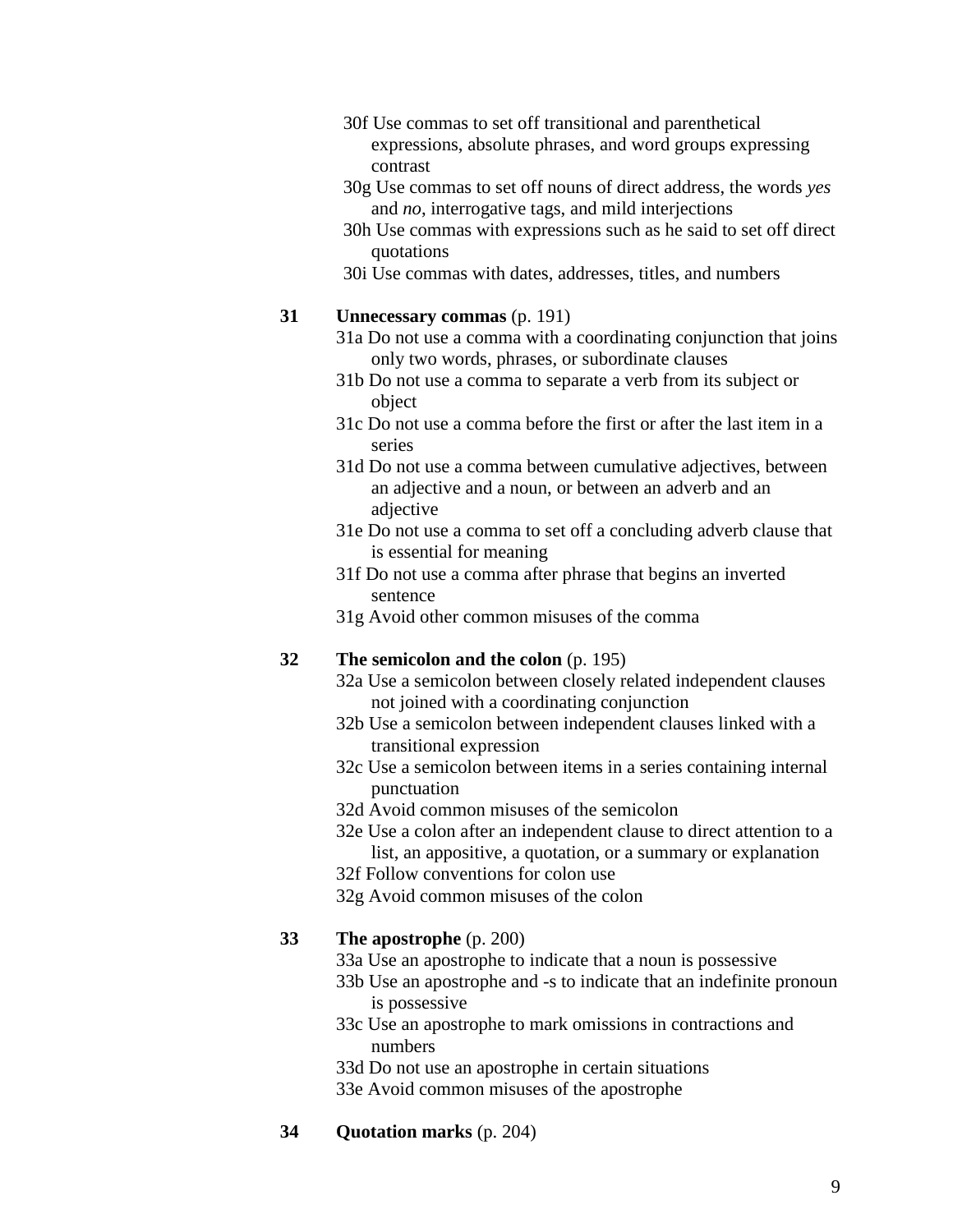30f Use commas to set off transitional and parenthetical expressions, absolute phrases, and word groups expressing contrast
30g Use commas to set off nouns of direct address, the words *yes* and *no*, interrogative tags, and mild interjections
30h Use commas with expressions such as he said to set off direct quotations
30i Use commas with dates, addresses, titles, and numbers

**31 Unnecessary commas** (p. 191)

31a Do not use a comma with a coordinating conjunction that joins only two words, phrases, or subordinate clauses
31b Do not use a comma to separate a verb from its subject or object
31c Do not use a comma before the first or after the last item in a series
31d Do not use a comma between cumulative adjectives, between an adjective and a noun, or between an adverb and an adjective
31e Do not use a comma to set off a concluding adverb clause that is essential for meaning
31f Do not use a comma after phrase that begins an inverted sentence
31g Avoid other common misuses of the comma

**32 The semicolon and the colon** (p. 195)

32a Use a semicolon between closely related independent clauses not joined with a coordinating conjunction
32b Use a semicolon between independent clauses linked with a transitional expression
32c Use a semicolon between items in a series containing internal punctuation
32d Avoid common misuses of the semicolon
32e Use a colon after an independent clause to direct attention to a list, an appositive, a quotation, or a summary or explanation
32f Follow conventions for colon use
32g Avoid common misuses of the colon

**33 The apostrophe** (p. 200)

33a Use an apostrophe to indicate that a noun is possessive
33b Use an apostrophe and -s to indicate that an indefinite pronoun is possessive
33c Use an apostrophe to mark omissions in contractions and numbers
33d Do not use an apostrophe in certain situations
33e Avoid common misuses of the apostrophe

**34 Quotation marks** (p. 204)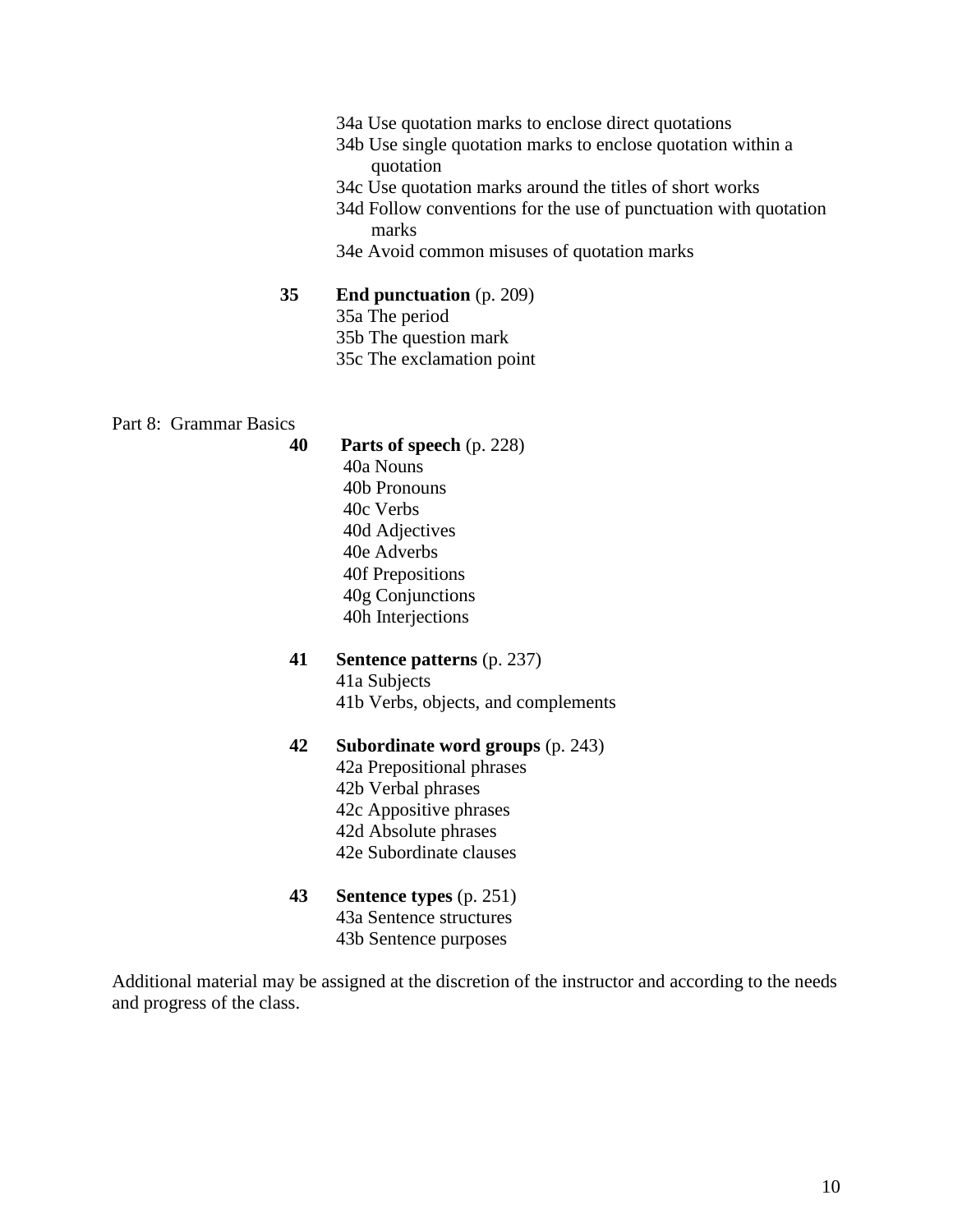- 34a Use quotation marks to enclose direct quotations
- 34b Use single quotation marks to enclose quotation within a quotation
- 34c Use quotation marks around the titles of short works
- 34d Follow conventions for the use of punctuation with quotation marks
- 34e Avoid common misuses of quotation marks

**35 End punctuation** (p. 209)

- 35a The period
- 35b The question mark
- 35c The exclamation point

Part 8: Grammar Basics

**40 Parts of speech** (p. 228)

- 40a Nouns
- 40b Pronouns
- 40c Verbs
- 40d Adjectives
- 40e Adverbs
- 40f Prepositions
- 40g Conjunctions
- 40h Interjections

**41 Sentence patterns** (p. 237)

- 41a Subjects
- 41b Verbs, objects, and complements

**42 Subordinate word groups** (p. 243)

- 42a Prepositional phrases
- 42b Verbal phrases
- 42c Appositive phrases
- 42d Absolute phrases
- 42e Subordinate clauses

**43 Sentence types** (p. 251)

- 43a Sentence structures
- 43b Sentence purposes

Additional material may be assigned at the discretion of the instructor and according to the needs and progress of the class.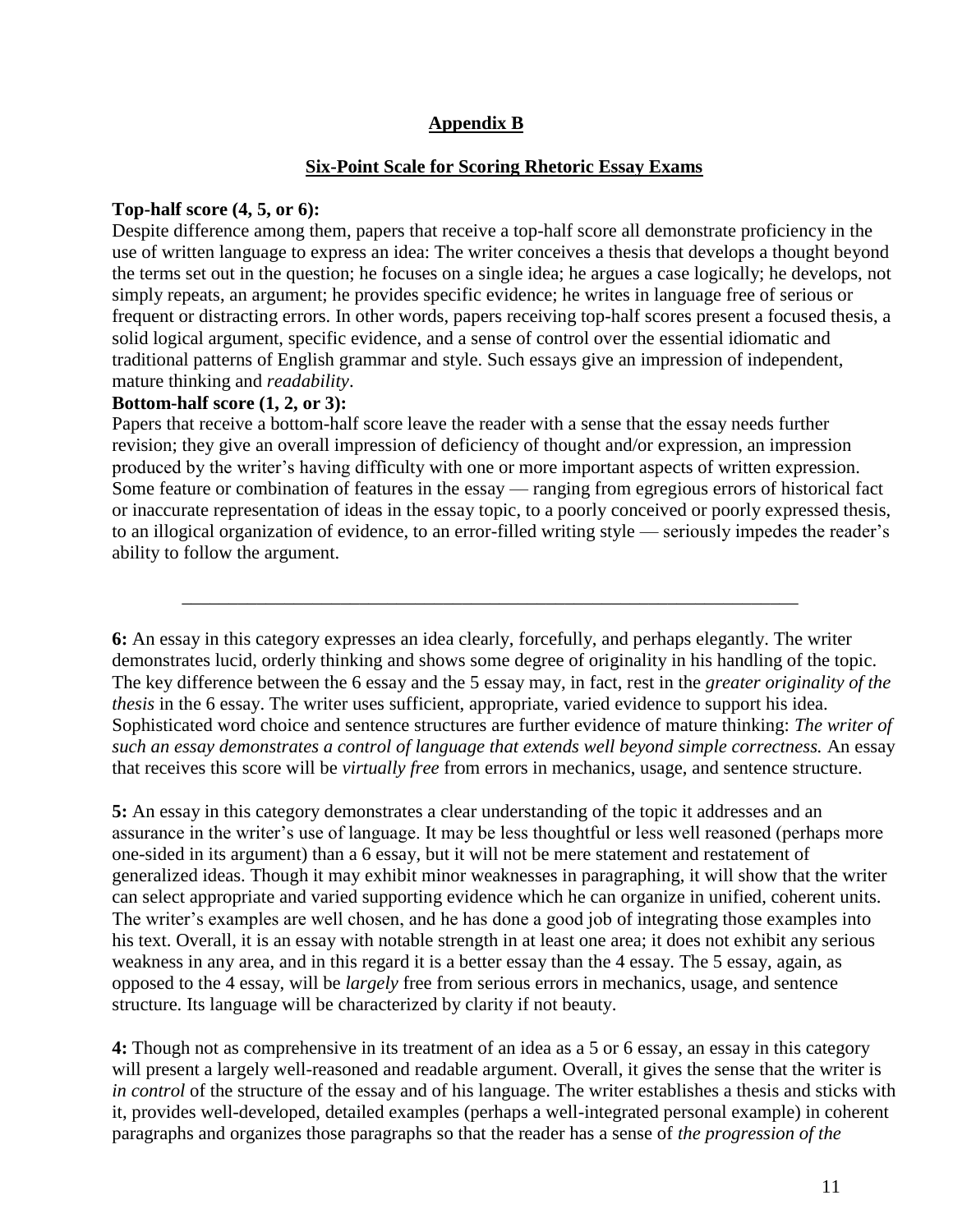## Appendix B

### Six-Point Scale for Scoring Rhetoric Essay Exams

**Top-half score (4, 5, or 6):**
Despite difference among them, papers that receive a top-half score all demonstrate proficiency in the use of written language to express an idea: The writer conceives a thesis that develops a thought beyond the terms set out in the question; he focuses on a single idea; he argues a case logically; he develops, not simply repeats, an argument; he provides specific evidence; he writes in language free of serious or frequent or distracting errors. In other words, papers receiving top-half scores present a focused thesis, a solid logical argument, specific evidence, and a sense of control over the essential idiomatic and traditional patterns of English grammar and style. Such essays give an impression of independent, mature thinking and *readability*.

**Bottom-half score (1, 2, or 3):**
Papers that receive a bottom-half score leave the reader with a sense that the essay needs further revision; they give an overall impression of deficiency of thought and/or expression, an impression produced by the writer's having difficulty with one or more important aspects of written expression. Some feature or combination of features in the essay — ranging from egregious errors of historical fact or inaccurate representation of ideas in the essay topic, to a poorly conceived or poorly expressed thesis, to an illogical organization of evidence, to an error-filled writing style — seriously impedes the reader's ability to follow the argument.

---

**6:** An essay in this category expresses an idea clearly, forcefully, and perhaps elegantly. The writer demonstrates lucid, orderly thinking and shows some degree of originality in his handling of the topic. The key difference between the 6 essay and the 5 essay may, in fact, rest in the *greater originality of the thesis* in the 6 essay. The writer uses sufficient, appropriate, varied evidence to support his idea. Sophisticated word choice and sentence structures are further evidence of mature thinking: *The writer of such an essay demonstrates a control of language that extends well beyond simple correctness.* An essay that receives this score will be *virtually free* from errors in mechanics, usage, and sentence structure.

**5:** An essay in this category demonstrates a clear understanding of the topic it addresses and an assurance in the writer's use of language. It may be less thoughtful or less well reasoned (perhaps more one-sided in its argument) than a 6 essay, but it will not be mere statement and restatement of generalized ideas. Though it may exhibit minor weaknesses in paragraphing, it will show that the writer can select appropriate and varied supporting evidence which he can organize in unified, coherent units. The writer's examples are well chosen, and he has done a good job of integrating those examples into his text. Overall, it is an essay with notable strength in at least one area; it does not exhibit any serious weakness in any area, and in this regard it is a better essay than the 4 essay. The 5 essay, again, as opposed to the 4 essay, will be *largely* free from serious errors in mechanics, usage, and sentence structure. Its language will be characterized by clarity if not beauty.

**4:** Though not as comprehensive in its treatment of an idea as a 5 or 6 essay, an essay in this category will present a largely well-reasoned and readable argument. Overall, it gives the sense that the writer is *in control* of the structure of the essay and of his language. The writer establishes a thesis and sticks with it, provides well-developed, detailed examples (perhaps a well-integrated personal example) in coherent paragraphs and organizes those paragraphs so that the reader has a sense of *the progression of the*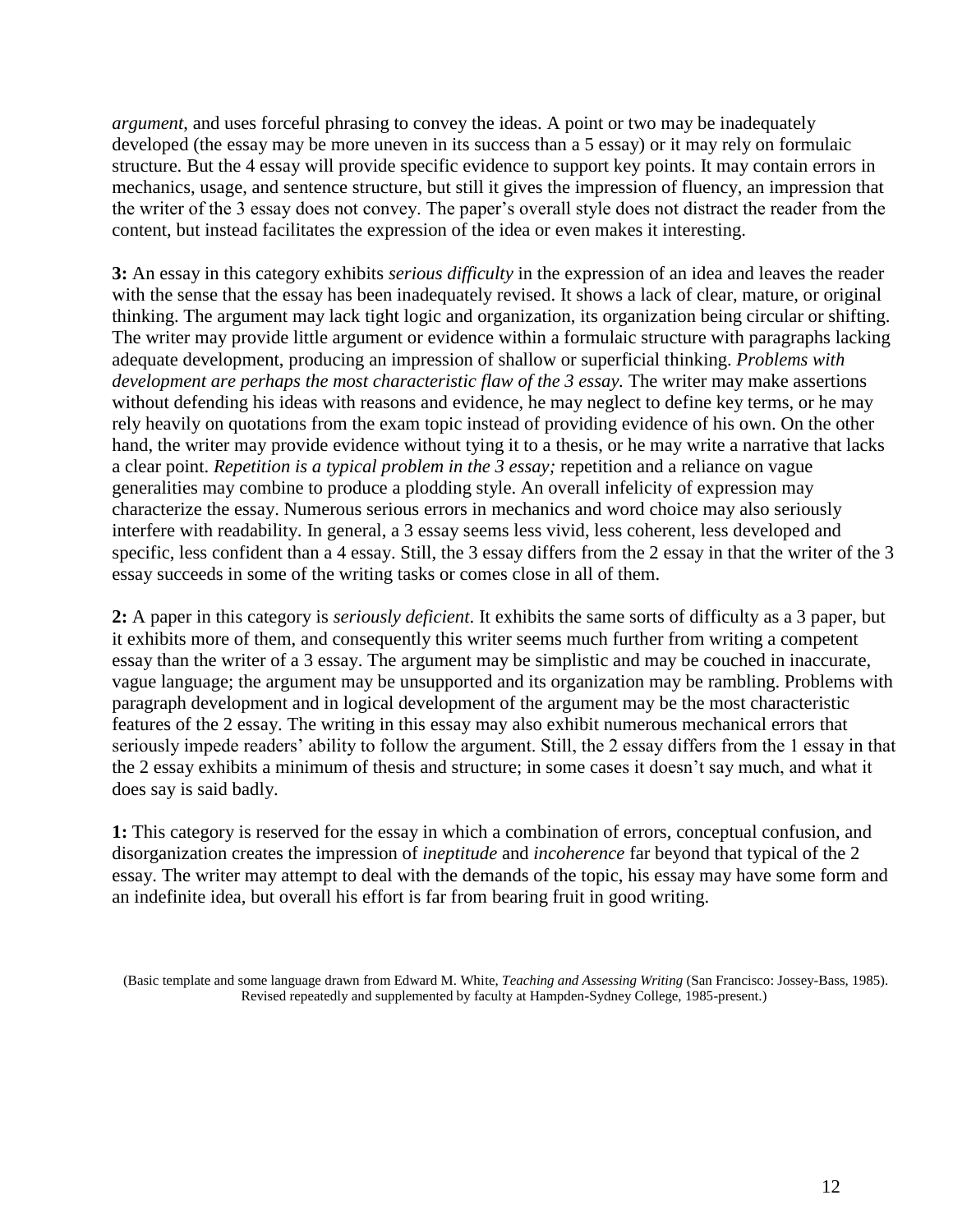*argument*, and uses forceful phrasing to convey the ideas. A point or two may be inadequately developed (the essay may be more uneven in its success than a 5 essay) or it may rely on formulaic structure. But the 4 essay will provide specific evidence to support key points. It may contain errors in mechanics, usage, and sentence structure, but still it gives the impression of fluency, an impression that the writer of the 3 essay does not convey. The paper's overall style does not distract the reader from the content, but instead facilitates the expression of the idea or even makes it interesting.

**3:** An essay in this category exhibits *serious difficulty* in the expression of an idea and leaves the reader with the sense that the essay has been inadequately revised. It shows a lack of clear, mature, or original thinking. The argument may lack tight logic and organization, its organization being circular or shifting. The writer may provide little argument or evidence within a formulaic structure with paragraphs lacking adequate development, producing an impression of shallow or superficial thinking. *Problems with development are perhaps the most characteristic flaw of the 3 essay.* The writer may make assertions without defending his ideas with reasons and evidence, he may neglect to define key terms, or he may rely heavily on quotations from the exam topic instead of providing evidence of his own. On the other hand, the writer may provide evidence without tying it to a thesis, or he may write a narrative that lacks a clear point. *Repetition is a typical problem in the 3 essay;* repetition and a reliance on vague generalities may combine to produce a plodding style. An overall infelicity of expression may characterize the essay. Numerous serious errors in mechanics and word choice may also seriously interfere with readability. In general, a 3 essay seems less vivid, less coherent, less developed and specific, less confident than a 4 essay. Still, the 3 essay differs from the 2 essay in that the writer of the 3 essay succeeds in some of the writing tasks or comes close in all of them.

**2:** A paper in this category is *seriously deficient*. It exhibits the same sorts of difficulty as a 3 paper, but it exhibits more of them, and consequently this writer seems much further from writing a competent essay than the writer of a 3 essay. The argument may be simplistic and may be couched in inaccurate, vague language; the argument may be unsupported and its organization may be rambling. Problems with paragraph development and in logical development of the argument may be the most characteristic features of the 2 essay. The writing in this essay may also exhibit numerous mechanical errors that seriously impede readers' ability to follow the argument. Still, the 2 essay differs from the 1 essay in that the 2 essay exhibits a minimum of thesis and structure; in some cases it doesn't say much, and what it does say is said badly.

**1:** This category is reserved for the essay in which a combination of errors, conceptual confusion, and disorganization creates the impression of *ineptitude* and *incoherence* far beyond that typical of the 2 essay. The writer may attempt to deal with the demands of the topic, his essay may have some form and an indefinite idea, but overall his effort is far from bearing fruit in good writing.

(Basic template and some language drawn from Edward M. White, *Teaching and Assessing Writing* (San Francisco: Jossey-Bass, 1985). Revised repeatedly and supplemented by faculty at Hampden-Sydney College, 1985-present.)